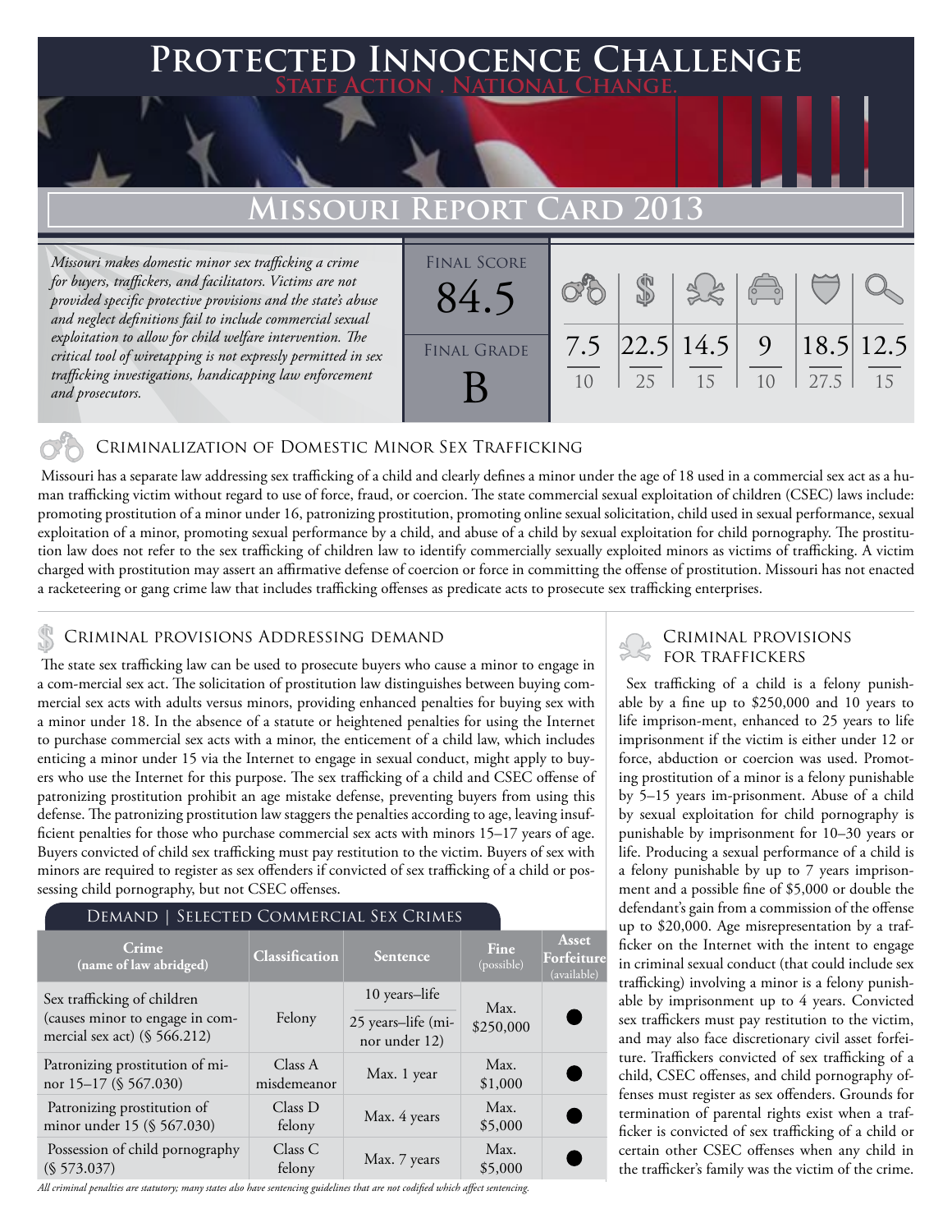# Protected Innocence Challenge

State Action . National Change.

## Missouri Report Card 2013

*Missouri makes domestic minor sex trafficking a crime for buyers, traffickers, and facilitators. Victims are not provided specific protective provisions and the state's abuse and neglect definitions fail to include commercial sexual exploitation to allow for child welfare intervention. The critical tool of wiretapping is not expressly permitted in sex trafficking investigations, handicapping law enforcement and prosecutors.*

Final Score: 84.5

Final Grade: B

| | | | | | |
|---|---|---|---|---|---|
| 7.5/10 | 22.5/25 | 14.5/15 | 9/10 | 18.5/27.5 | 12.5/15 |

### Criminalization of Domestic Minor Sex Trafficking

Missouri has a separate law addressing sex trafficking of a child and clearly defines a minor under the age of 18 used in a commercial sex act as a human trafficking victim without regard to use of force, fraud, or coercion. The state commercial sexual exploitation of children (CSEC) laws include: promoting prostitution of a minor under 16, patronizing prostitution, promoting online sexual solicitation, child used in sexual performance, sexual exploitation of a minor, promoting sexual performance by a child, and abuse of a child by sexual exploitation for child pornography. The prostitution law does not refer to the sex trafficking of children law to identify commercially sexually exploited minors as victims of trafficking. A victim charged with prostitution may assert an affirmative defense of coercion or force in committing the offense of prostitution. Missouri has not enacted a racketeering or gang crime law that includes trafficking offenses as predicate acts to prosecute sex trafficking enterprises.

### Criminal provisions Addressing demand

The state sex trafficking law can be used to prosecute buyers who cause a minor to engage in a com-mercial sex act. The solicitation of prostitution law distinguishes between buying commercial sex acts with adults versus minors, providing enhanced penalties for buying sex with a minor under 18. In the absence of a statute or heightened penalties for using the Internet to purchase commercial sex acts with a minor, the enticement of a child law, which includes enticing a minor under 15 via the Internet to engage in sexual conduct, might apply to buyers who use the Internet for this purpose. The sex trafficking of a child and CSEC offense of patronizing prostitution prohibit an age mistake defense, preventing buyers from using this defense. The patronizing prostitution law staggers the penalties according to age, leaving insufficient penalties for those who purchase commercial sex acts with minors 15–17 years of age. Buyers convicted of child sex trafficking must pay restitution to the victim. Buyers of sex with minors are required to register as sex offenders if convicted of sex trafficking of a child or possessing child pornography, but not CSEC offenses.

#### Demand | Selected Commercial Sex Crimes

| Crime (name of law abridged) | Classification | Sentence | Fine (possible) | Asset Forfeiture (available) |
|---|---|---|---|---|
| Sex trafficking of children (causes minor to engage in commercial sex act) (§ 566.212) | Felony | 10 years–life; 25 years–life (minor under 12) | Max. $250,000 | ● |
| Patronizing prostitution of minor 15–17 (§ 567.030) | Class A misdemeanor | Max. 1 year | Max. $1,000 | ● |
| Patronizing prostitution of minor under 15 (§ 567.030) | Class D felony | Max. 4 years | Max. $5,000 | ● |
| Possession of child pornography (§ 573.037) | Class C felony | Max. 7 years | Max. $5,000 | ● |

*All criminal penalties are statutory; many states also have sentencing guidelines that are not codified which affect sentencing.*

### Criminal provisions for traffickers

Sex trafficking of a child is a felony punishable by a fine up to $250,000 and 10 years to life imprison-ment, enhanced to 25 years to life imprisonment if the victim is either under 12 or force, abduction or coercion was used. Promoting prostitution of a minor is a felony punishable by 5–15 years im-prisonment. Abuse of a child by sexual exploitation for child pornography is punishable by imprisonment for 10–30 years or life. Producing a sexual performance of a child is a felony punishable by up to 7 years imprisonment and a possible fine of $5,000 or double the defendant's gain from a commission of the offense up to $20,000. Age misrepresentation by a trafficker on the Internet with the intent to engage in criminal sexual conduct (that could include sex trafficking) involving a minor is a felony punishable by imprisonment up to 4 years. Convicted sex traffickers must pay restitution to the victim, and may also face discretionary civil asset forfeiture. Traffickers convicted of sex trafficking of a child, CSEC offenses, and child pornography offenses must register as sex offenders. Grounds for termination of parental rights exist when a trafficker is convicted of sex trafficking of a child or certain other CSEC offenses when any child in the trafficker's family was the victim of the crime.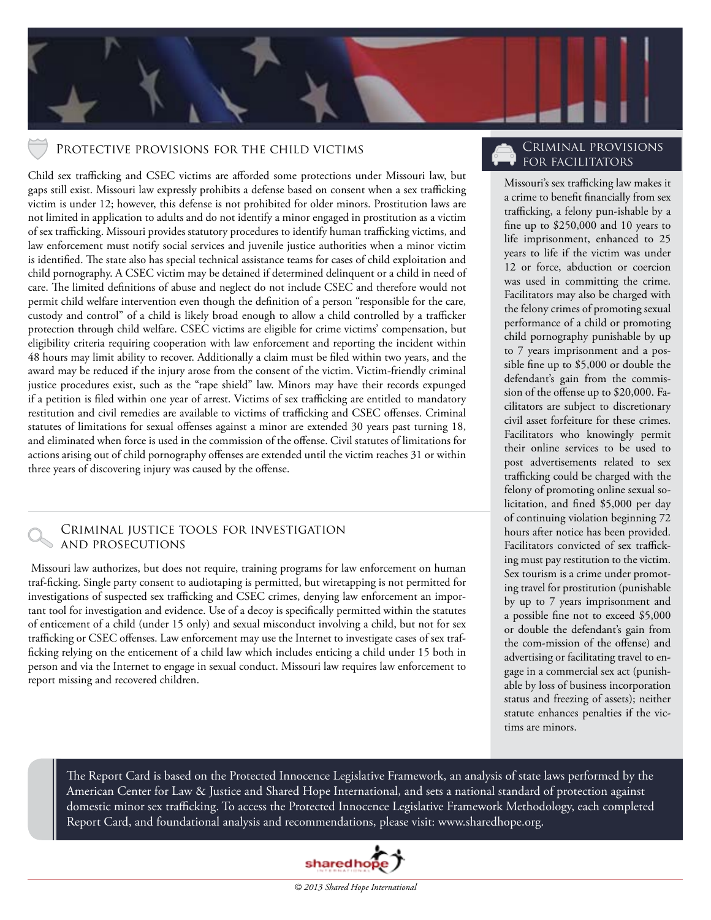## Protective provisions for the child victims

Child sex trafficking and CSEC victims are afforded some protections under Missouri law, but gaps still exist. Missouri law expressly prohibits a defense based on consent when a sex trafficking victim is under 12; however, this defense is not prohibited for older minors. Prostitution laws are not limited in application to adults and do not identify a minor engaged in prostitution as a victim of sex trafficking. Missouri provides statutory procedures to identify human trafficking victims, and law enforcement must notify social services and juvenile justice authorities when a minor victim is identified. The state also has special technical assistance teams for cases of child exploitation and child pornography. A CSEC victim may be detained if determined delinquent or a child in need of care. The limited definitions of abuse and neglect do not include CSEC and therefore would not permit child welfare intervention even though the definition of a person "responsible for the care, custody and control" of a child is likely broad enough to allow a child controlled by a trafficker protection through child welfare. CSEC victims are eligible for crime victims' compensation, but eligibility criteria requiring cooperation with law enforcement and reporting the incident within 48 hours may limit ability to recover. Additionally a claim must be filed within two years, and the award may be reduced if the injury arose from the consent of the victim. Victim-friendly criminal justice procedures exist, such as the "rape shield" law. Minors may have their records expunged if a petition is filed within one year of arrest. Victims of sex trafficking are entitled to mandatory restitution and civil remedies are available to victims of trafficking and CSEC offenses. Criminal statutes of limitations for sexual offenses against a minor are extended 30 years past turning 18, and eliminated when force is used in the commission of the offense. Civil statutes of limitations for actions arising out of child pornography offenses are extended until the victim reaches 31 or within three years of discovering injury was caused by the offense.

## Criminal justice tools for investigation and prosecutions

Missouri law authorizes, but does not require, training programs for law enforcement on human traf-ficking. Single party consent to audiotaping is permitted, but wiretapping is not permitted for investigations of suspected sex trafficking and CSEC crimes, denying law enforcement an important tool for investigation and evidence. Use of a decoy is specifically permitted within the statutes of enticement of a child (under 15 only) and sexual misconduct involving a child, but not for sex trafficking or CSEC offenses. Law enforcement may use the Internet to investigate cases of sex trafficking relying on the enticement of a child law which includes enticing a child under 15 both in person and via the Internet to engage in sexual conduct. Missouri law requires law enforcement to report missing and recovered children.

## Criminal provisions for facilitators

Missouri's sex trafficking law makes it a crime to benefit financially from sex trafficking, a felony pun-ishable by a fine up to $250,000 and 10 years to life imprisonment, enhanced to 25 years to life if the victim was under 12 or force, abduction or coercion was used in committing the crime. Facilitators may also be charged with the felony crimes of promoting sexual performance of a child or promoting child pornography punishable by up to 7 years imprisonment and a possible fine up to $5,000 or double the defendant's gain from the commission of the offense up to $20,000. Facilitators are subject to discretionary civil asset forfeiture for these crimes. Facilitators who knowingly permit their online services to be used to post advertisements related to sex trafficking could be charged with the felony of promoting online sexual solicitation, and fined $5,000 per day of continuing violation beginning 72 hours after notice has been provided. Facilitators convicted of sex trafficking must pay restitution to the victim. Sex tourism is a crime under promoting travel for prostitution (punishable by up to 7 years imprisonment and a possible fine not to exceed $5,000 or double the defendant's gain from the com-mission of the offense) and advertising or facilitating travel to engage in a commercial sex act (punishable by loss of business incorporation status and freezing of assets); neither statute enhances penalties if the victims are minors.

The Report Card is based on the Protected Innocence Legislative Framework, an analysis of state laws performed by the American Center for Law & Justice and Shared Hope International, and sets a national standard of protection against domestic minor sex trafficking. To access the Protected Innocence Legislative Framework Methodology, each completed Report Card, and foundational analysis and recommendations, please visit: www.sharedhope.org.

*© 2013 Shared Hope International*